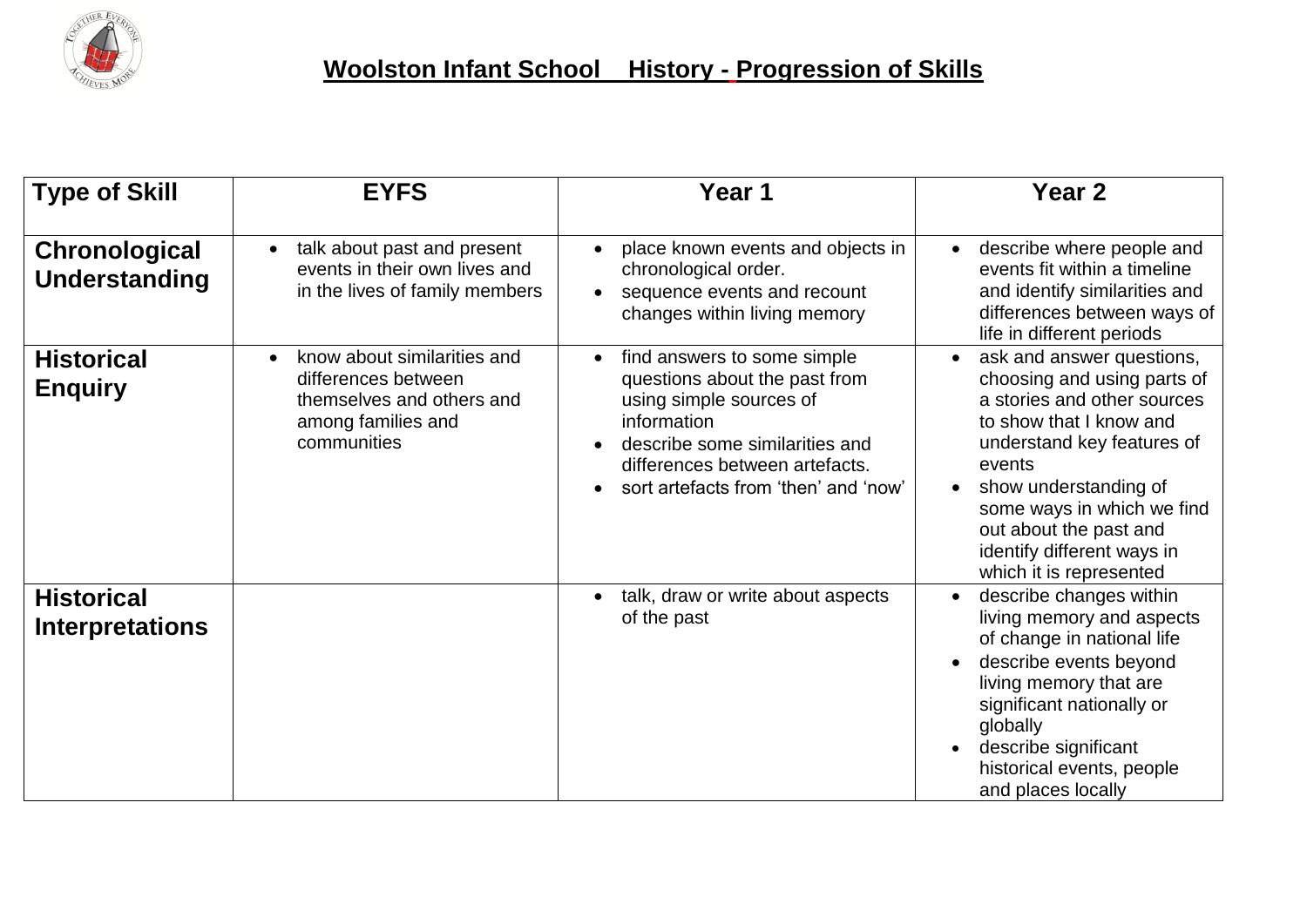# Woolston Infant School History - Progression of Skills

| Type of Skill | EYFS | Year 1 | Year 2 |
|---|---|---|---|
| **Chronological Understanding** | • talk about past and present events in their own lives and in the lives of family members | • place known events and objects in chronological order.<br>• sequence events and recount changes within living memory | • describe where people and events fit within a timeline and identify similarities and differences between ways of life in different periods |
| **Historical Enquiry** | • know about similarities and differences between themselves and others and among families and communities | • find answers to some simple questions about the past from using simple sources of information<br>• describe some similarities and differences between artefacts.<br>• sort artefacts from 'then' and 'now' | • ask and answer questions, choosing and using parts of a stories and other sources to show that I know and understand key features of events<br>• show understanding of some ways in which we find out about the past and identify different ways in which it is represented |
| **Historical Interpretations** | | • talk, draw or write about aspects of the past | • describe changes within living memory and aspects of change in national life<br>• describe events beyond living memory that are significant nationally or globally<br>• describe significant historical events, people and places locally |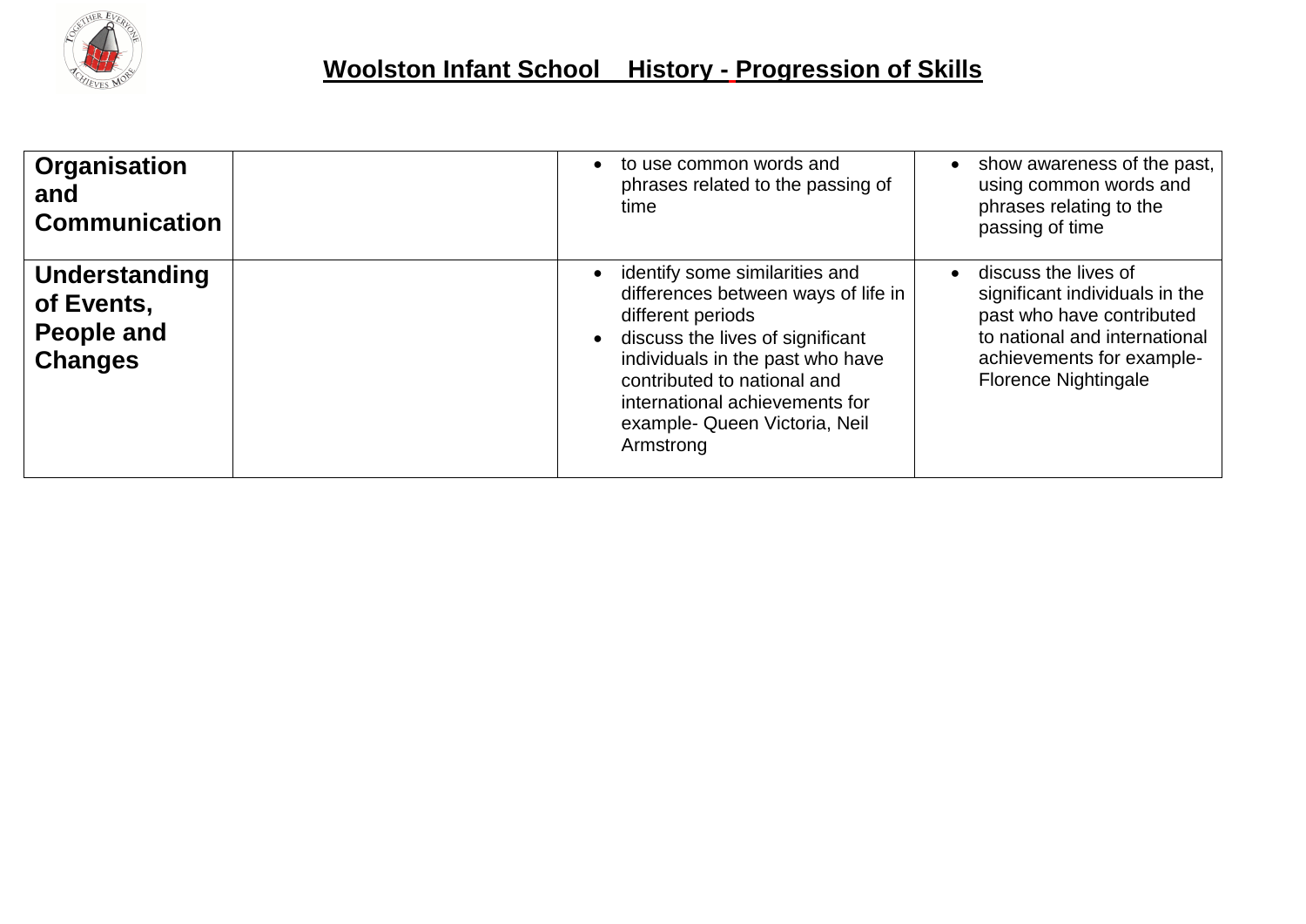# Woolston Infant School History - Progression of Skills

| | | | |
|---|---|---|---|
| **Organisation and Communication** | | • to use common words and phrases related to the passing of time | • show awareness of the past, using common words and phrases relating to the passing of time |
| **Understanding of Events, People and Changes** | | • identify some similarities and differences between ways of life in different periods<br>• discuss the lives of significant individuals in the past who have contributed to national and international achievements for example- Queen Victoria, Neil Armstrong | • discuss the lives of significant individuals in the past who have contributed to national and international achievements for example- Florence Nightingale |